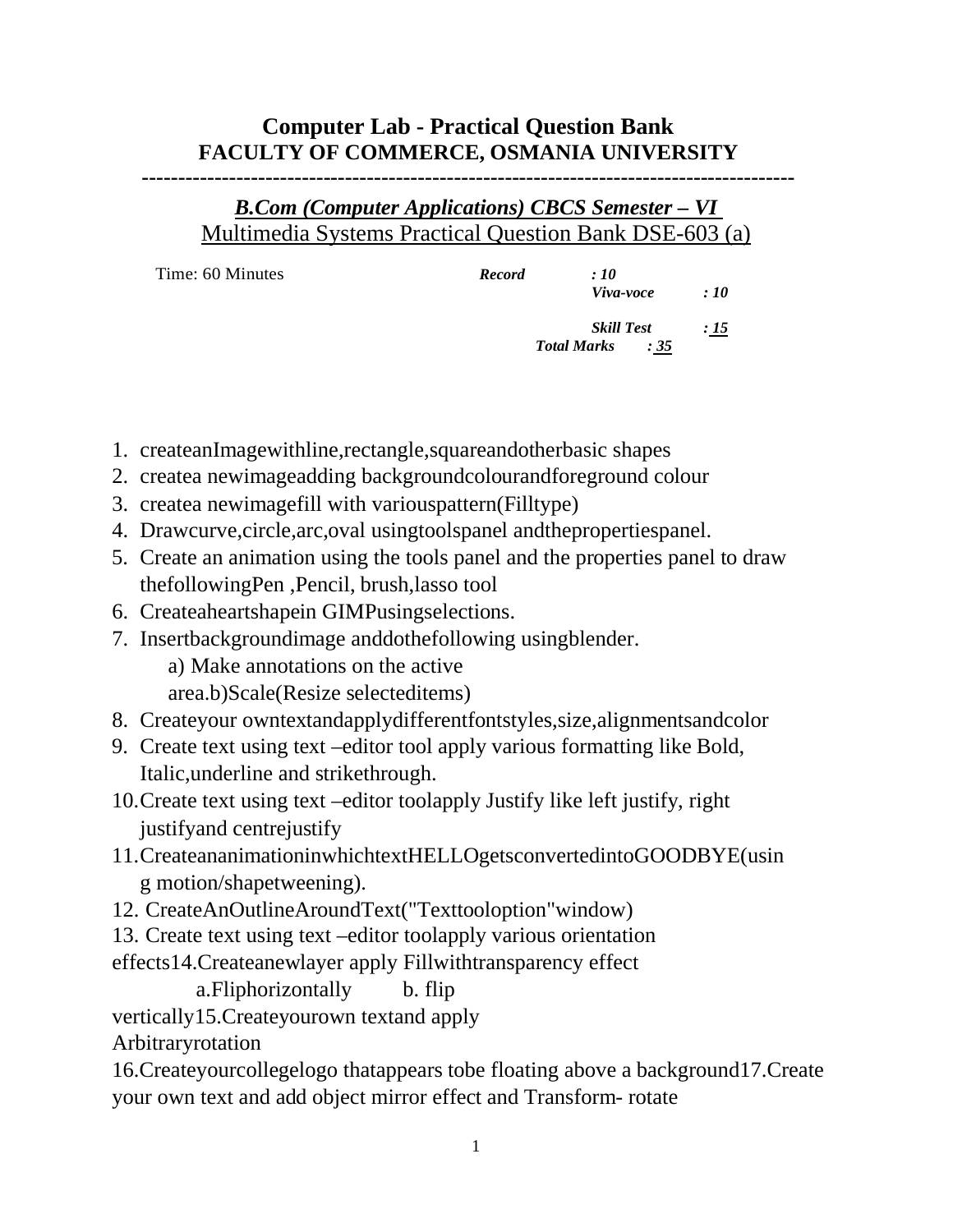# Computer Lab - Practical Question Bank
## FACULTY OF COMMERCE, OSMANIA UNIVERSITY

---

### *B.Com (Computer Applications) CBCS Semester – VI*

Multimedia Systems Practical Question Bank DSE-603 (a)

Time: 60 Minutes

| | |
|---|---|
| ***Record*** | ***: 10*** |
| ***Viva-voce*** | ***: 10*** |
| ***Skill Test*** | ***: 15*** |
| ***Total Marks*** | ***: 35*** |

1. createanImagewithline,rectangle,squareandotherbasic shapes
2. createa newimageadding backgroundcolourandforeground colour
3. createa newimagefill with variouspattern(Filltype)
4. Drawcurve,circle,arc,oval usingtoolspanel andthepropertiespanel.
5. Create an animation using the tools panel and the properties panel to draw thefollowingPen ,Pencil, brush,lasso tool
6. Createaheartshapein GIMPusingselections.
7. Insertbackgroundimage anddothefollowing usingblender.
   a) Make annotations on the active area.b)Scale(Resize selecteditems)
8. Createyour owntextandapplydifferentfontstyles,size,alignmentsandcolor
9. Create text using text –editor tool apply various formatting like Bold, Italic,underline and strikethrough.
10. Create text using text –editor toolapply Justify like left justify, right justifyand centrejustify
11. CreateananimationinwhichtextHELLOgetsconvertedintoGOODBYE(using motion/shapetweening).
12. CreateAnOutlineAroundText("Texttooloption"window)
13. Create text using text –editor toolapply various orientation effects
14. Createanewlayer apply Fillwithtransparency effect
    a.Fliphorizontally b. flip vertically
15. Createyourown textand apply Arbitraryrotation
16. Createyourcollegelogo thatappears tobe floating above a background
17. Create your own text and add object mirror effect and Transform- rotate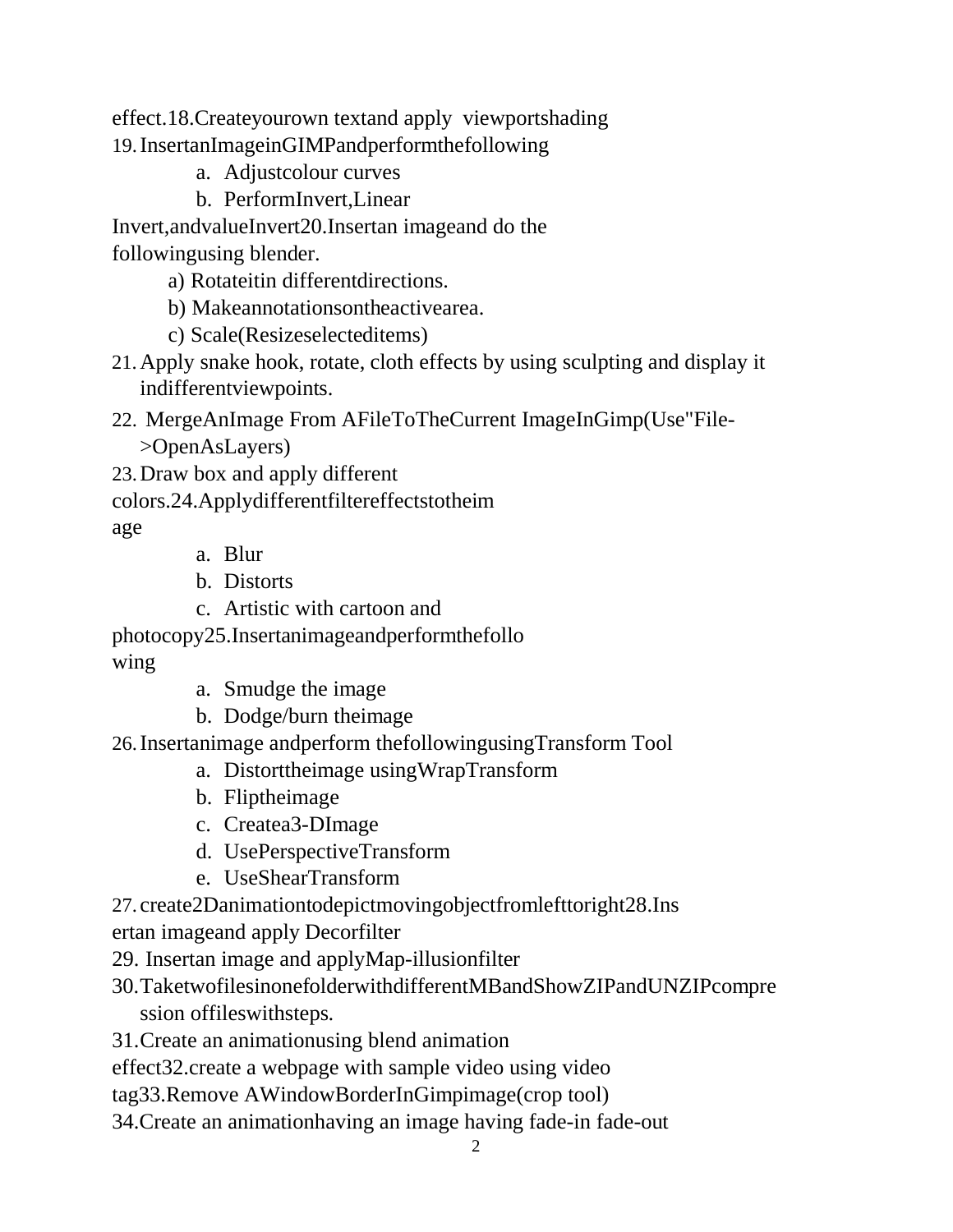effect.18.Createyourown textand apply viewportshading

19. InsertanImageinGIMPandperformthefollowing
    a. Adjustcolour curves
    b. PerformInvert,Linear

Invert,andvalueInvert20.Insertan imageand do the followingusing blender.

  a) Rotateitin differentdirections.
  b) Makeannotationsontheactivearea.
  c) Scale(Resizeselecteditems)

21. Apply snake hook, rotate, cloth effects by using sculpting and display it indifferentviewpoints.
22. MergeAnImage From AFileToTheCurrent ImageInGimp(Use"File->OpenAsLayers)
23. Draw box and apply different

colors.24.Applydifferentfiltereffectstotheim age

  a. Blur
  b. Distorts
  c. Artistic with cartoon and

photocopy25.Insertanimageandperformthefollo wing

  a. Smudge the image
  b. Dodge/burn theimage

26. Insertanimage andperform thefollowingusingTransform Tool
    a. Distorttheimage usingWrapTransform
    b. Fliptheimage
    c. Createa3-DImage
    d. UsePerspectiveTransform
    e. UseShearTransform
27. create2Danimationtodepictmovingobjectfromlefttoright28.Ins

ertan imageand apply Decorfilter

29. Insertan image and applyMap-illusionfilter
30. TaketwofilesinonefolderwithdifferentMBandShowZIPandUNZIPcompre ssion offileswithsteps.
31. Create an animationusing blend animation

effect32.create a webpage with sample video using video tag33.Remove AWindowBorderInGimpimage(crop tool)

34.Create an animationhaving an image having fade-in fade-out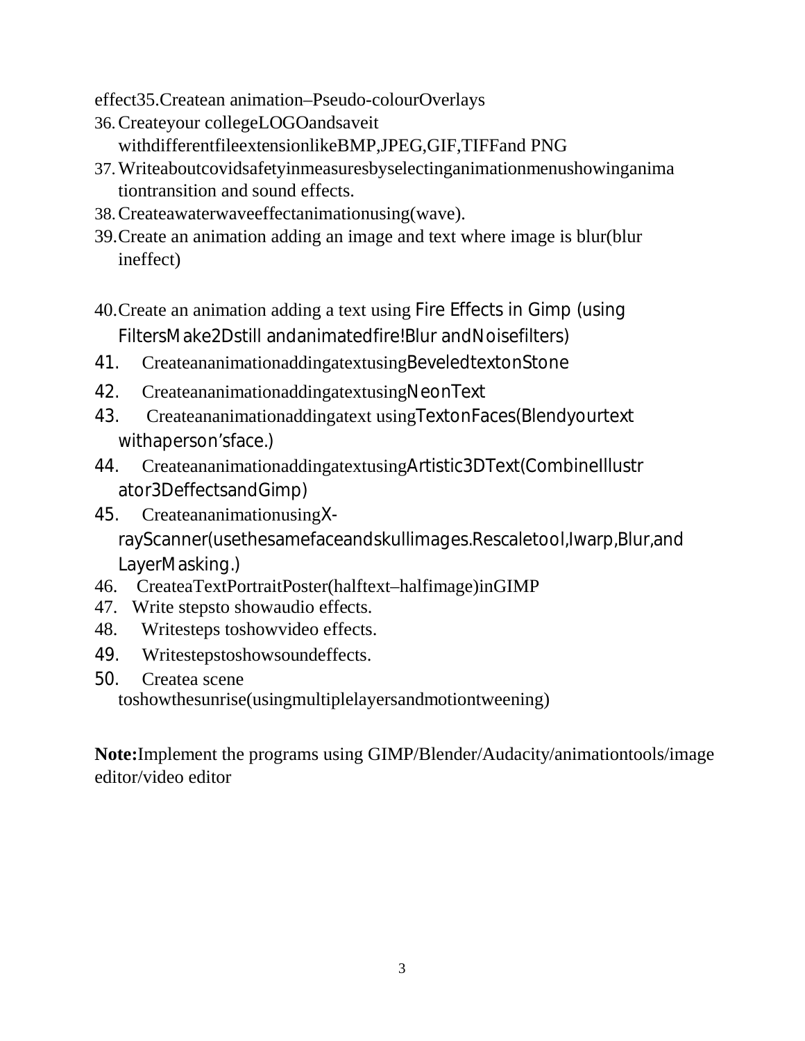effect35.Createan animation–Pseudo-colourOverlays

36. Createyour collegeLOGOandsaveit withdifferentfileextensionlikeBMP,JPEG,GIF,TIFFand PNG
37. Writeaboutcovidsafetyinmeasuresbyselectinganimationmenushowinganimationtransition and sound effects.
38. Createawaterwaveeffectanimationusing(wave).
39. Create an animation adding an image and text where image is blur(blur ineffect)
40. Create an animation adding a text using Fire Effects in Gimp (using FiltersMake2Dstill andanimatedfire!Blur andNoisefilters)
41. CreateananimationaddingatextusingBeveledtextonStone
42. CreateananimationaddingatextusingNeonText
43. Createananimationaddingatext usingTextonFaces(Blendyourtext withaperson'sface.)
44. CreateananimationaddingatextusingArtistic3DText(CombineIllustrator3DeffectsandGimp)
45. CreateananimationusingX-rayScanner(usethesamefaceandskullimages.Rescaletool,Iwarp,Blur,and LayerMasking.)
46. CreateaTextPortraitPoster(halftext–halfimage)inGIMP
47. Write stepsto showaudio effects.
48. Writesteps toshowvideo effects.
49. Writestepstoshowsoundeffects.
50. Createa scene toshowthesunrise(usingmultiplelayersandmotiontweening)

**Note:**Implement the programs using GIMP/Blender/Audacity/animationtools/image editor/video editor